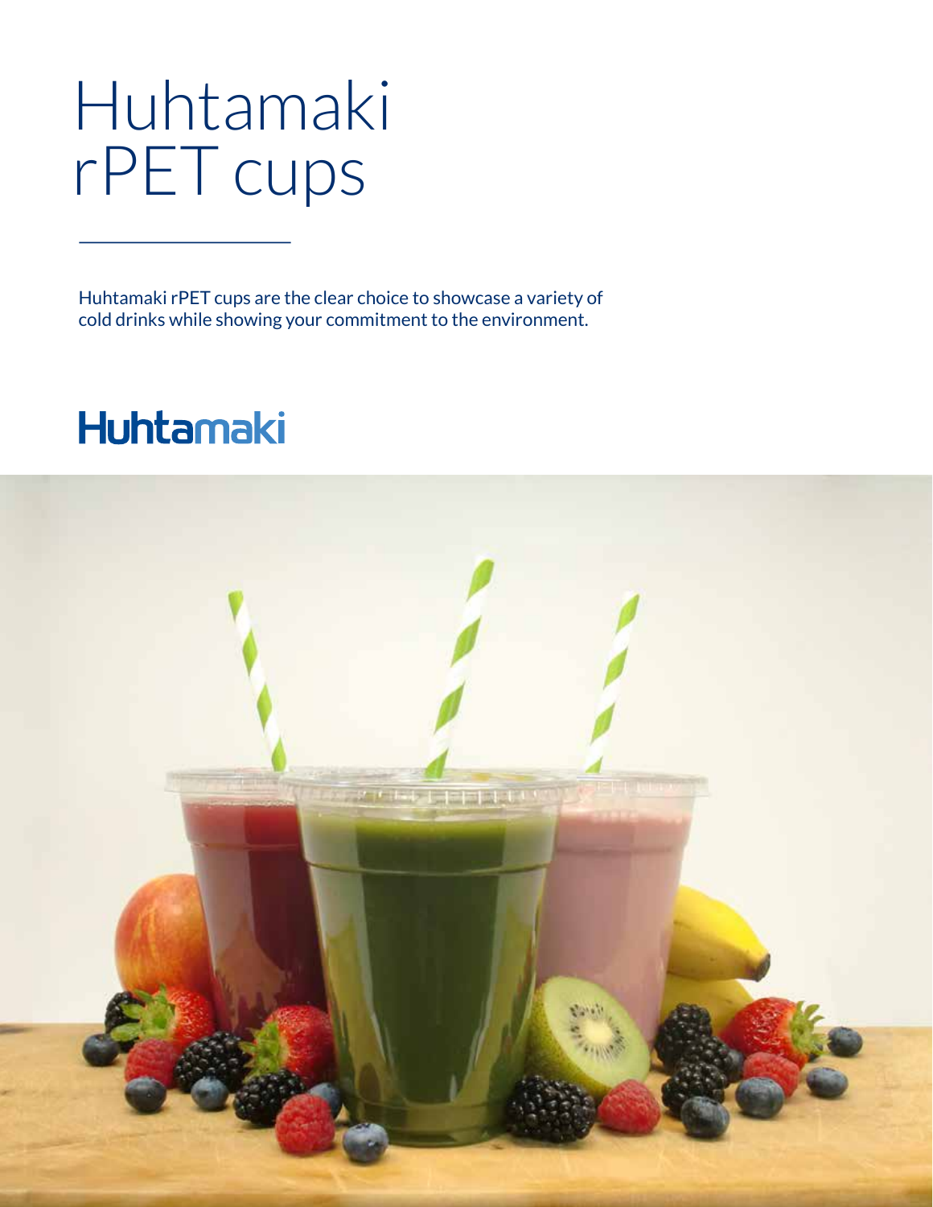# Huhtamaki rPET cups

Huhtamaki rPET cups are the clear choice to showcase a variety of cold drinks while showing your commitment to the environment.

Huhtamaki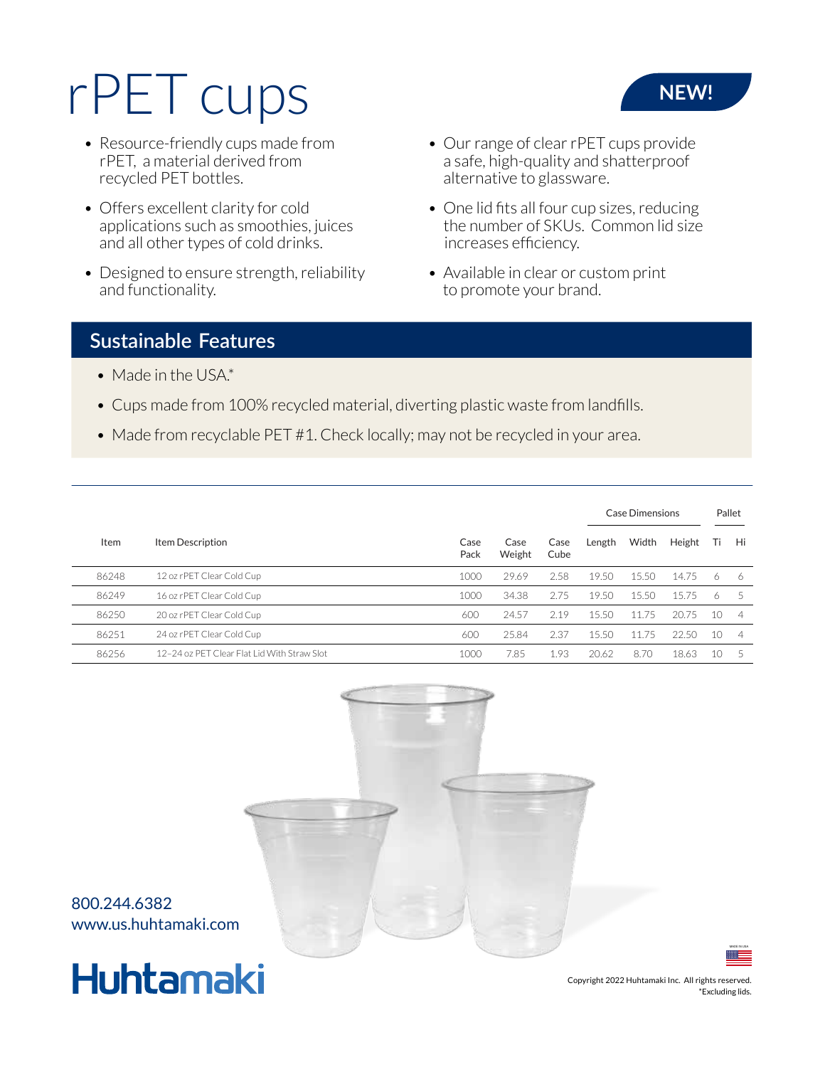# rPET cups

**NEW!**

- Resource-friendly cups made from rPET, a material derived from recycled PET bottles.
- Offers excellent clarity for cold applications such as smoothies, juices and all other types of cold drinks.
- Designed to ensure strength, reliability and functionality.
- Our range of clear rPET cups provide a safe, high-quality and shatterproof alternative to glassware.
- One lid fits all four cup sizes, reducing the number of SKUs. Common lid size increases efficiency.
- Available in clear or custom print to promote your brand.

## Sustainable Features

- Made in the USA.*
- Cups made from 100% recycled material, diverting plastic waste from landfills.
- Made from recyclable PET #1. Check locally; may not be recycled in your area.

| | | | | | Case Dimensions | | | Pallet | |
|---|---|---|---|---|---|---|---|---|---|
| Item | Item Description | Case Pack | Case Weight | Case Cube | Length | Width | Height | Ti | Hi |
| 86248 | 12 oz rPET Clear Cold Cup | 1000 | 29.69 | 2.58 | 19.50 | 15.50 | 14.75 | 6 | 6 |
| 86249 | 16 oz rPET Clear Cold Cup | 1000 | 34.38 | 2.75 | 19.50 | 15.50 | 15.75 | 6 | 5 |
| 86250 | 20 oz rPET Clear Cold Cup | 600 | 24.57 | 2.19 | 15.50 | 11.75 | 20.75 | 10 | 4 |
| 86251 | 24 oz rPET Clear Cold Cup | 600 | 25.84 | 2.37 | 15.50 | 11.75 | 22.50 | 10 | 4 |
| 86256 | 12–24 oz PET Clear Flat Lid With Straw Slot | 1000 | 7.85 | 1.93 | 20.62 | 8.70 | 18.63 | 10 | 5 |

800.244.6382
www.us.huhtamaki.com

Huhtamaki

MADE IN USA

Copyright 2022 Huhtamaki Inc. All rights reserved.
*Excluding lids.